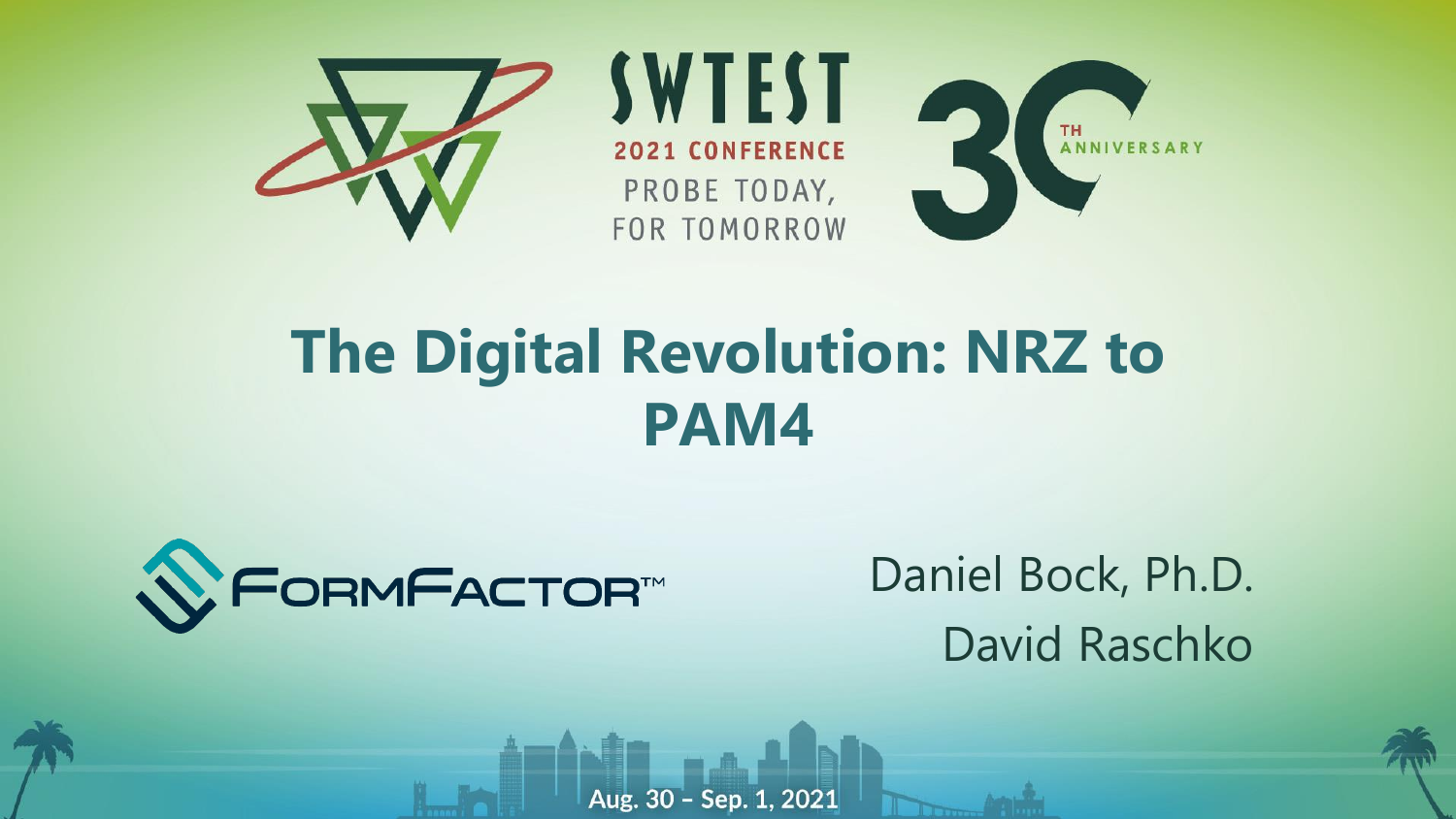SWTEST

2021 CONFERENCE

PROBE TODAY, FOR TOMORROW

30TH ANNIVERSARY

# The Digital Revolution: NRZ to PAM4

FormFactor™

Daniel Bock, Ph.D.

David Raschko

Aug. 30 – Sep. 1, 2021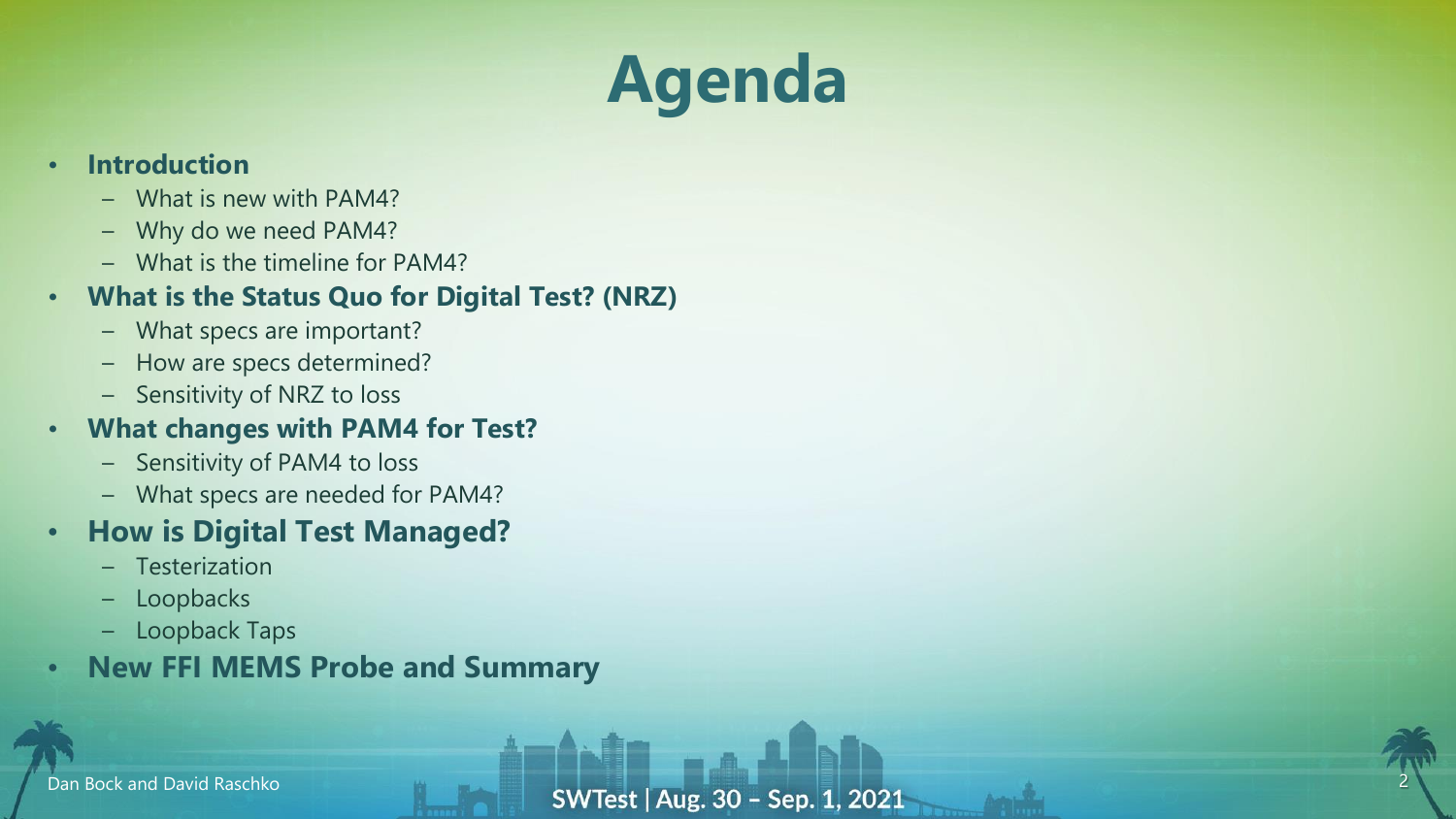# Agenda

- **Introduction**
  - What is new with PAM4?
  - Why do we need PAM4?
  - What is the timeline for PAM4?
- **What is the Status Quo for Digital Test? (NRZ)**
  - What specs are important?
  - How are specs determined?
  - Sensitivity of NRZ to loss
- **What changes with PAM4 for Test?**
  - Sensitivity of PAM4 to loss
  - What specs are needed for PAM4?
- **How is Digital Test Managed?**
  - Testerization
  - Loopbacks
  - Loopback Taps
- **New FFI MEMS Probe and Summary**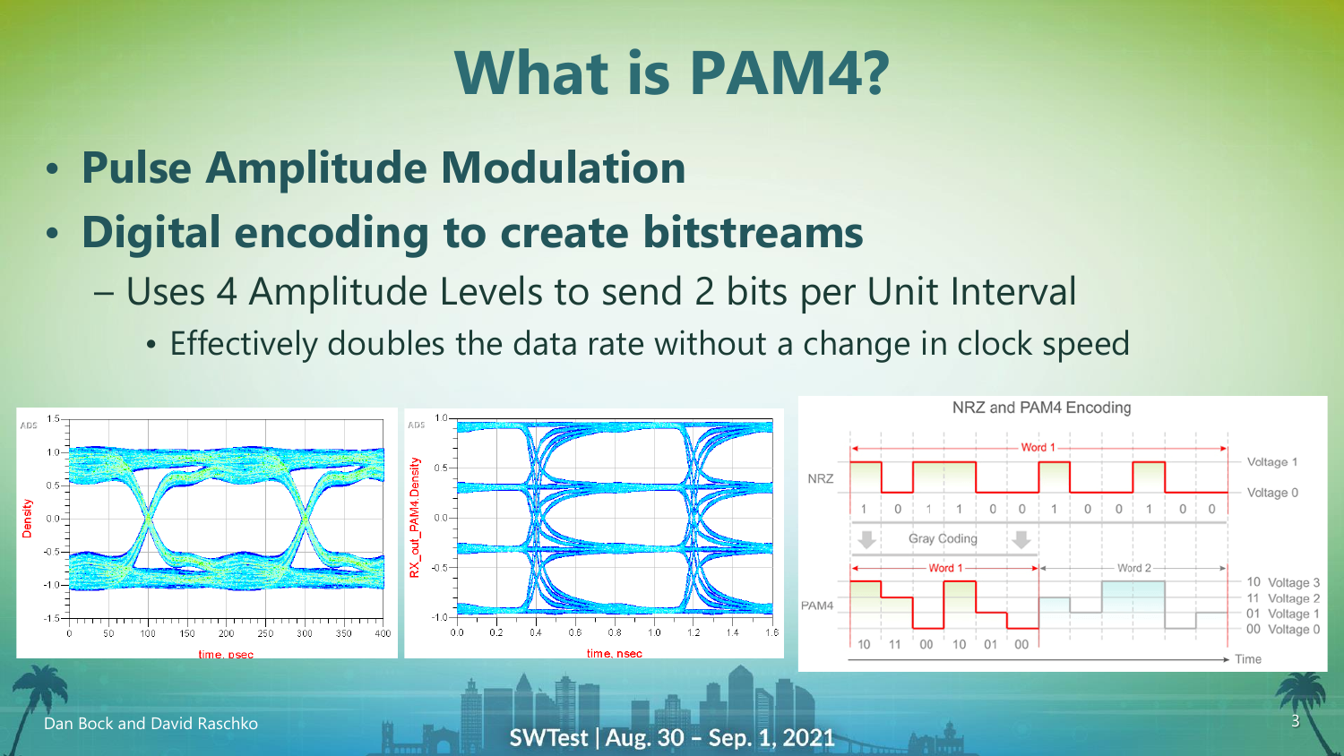# What is PAM4?

- **Pulse Amplitude Modulation**
- **Digital encoding to create bitstreams**
  - Uses 4 Amplitude Levels to send 2 bits per Unit Interval
    - Effectively doubles the data rate without a change in clock speed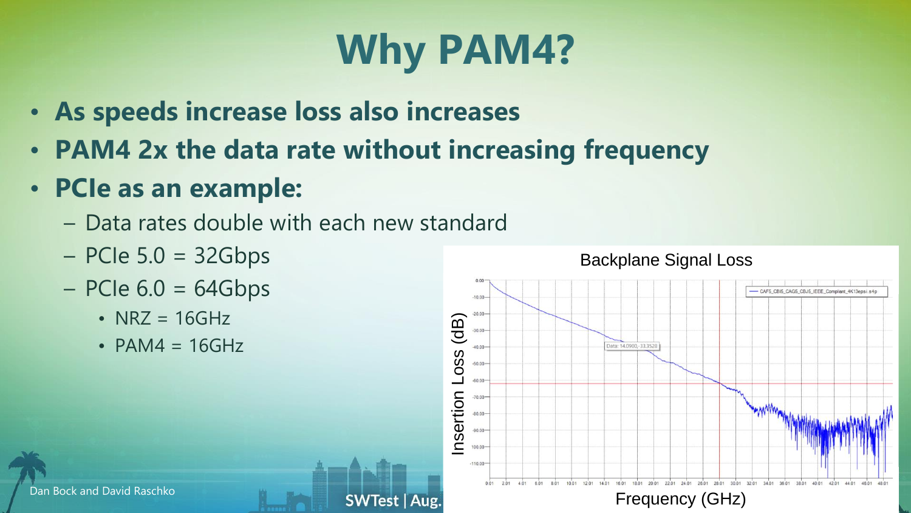# Why PAM4?

- **As speeds increase loss also increases**
- **PAM4 2x the data rate without increasing frequency**
- **PCIe as an example:**
  - Data rates double with each new standard
  - PCIe 5.0 = 32Gbps
  - PCIe 6.0 = 64Gbps
    - NRZ = 16GHz
    - PAM4 = 16GHz

Backplane Signal Loss

Insertion Loss (dB)

Frequency (GHz)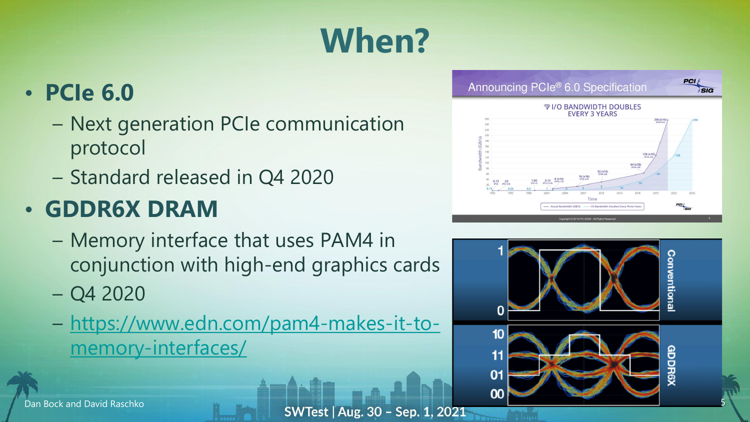# When?

- **PCIe 6.0**
  - Next generation PCIe communication protocol
  - Standard released in Q4 2020
- **GDDR6X DRAM**
  - Memory interface that uses PAM4 in conjunction with high-end graphics cards
  - Q4 2020
  - https://www.edn.com/pam4-makes-it-to-memory-interfaces/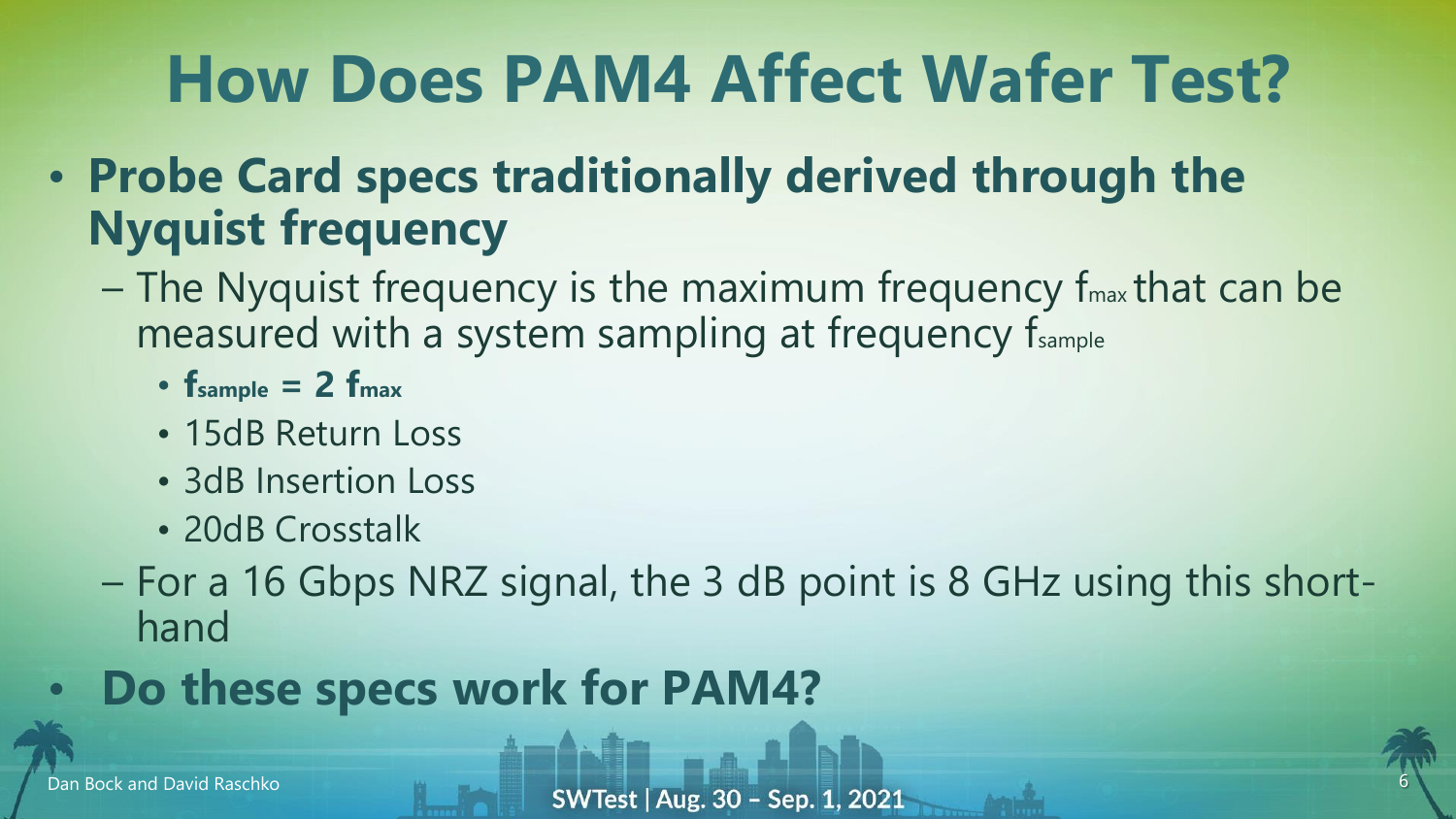# How Does PAM4 Affect Wafer Test?

- **Probe Card specs traditionally derived through the Nyquist frequency**
  - The Nyquist frequency is the maximum frequency $f_{max}$ that can be measured with a system sampling at frequency $f_{sample}$
    - **$f_{sample} = 2\ f_{max}$**
    - 15dB Return Loss
    - 3dB Insertion Loss
    - 20dB Crosstalk
  - For a 16 Gbps NRZ signal, the 3 dB point is 8 GHz using this short-hand
- **Do these specs work for PAM4?**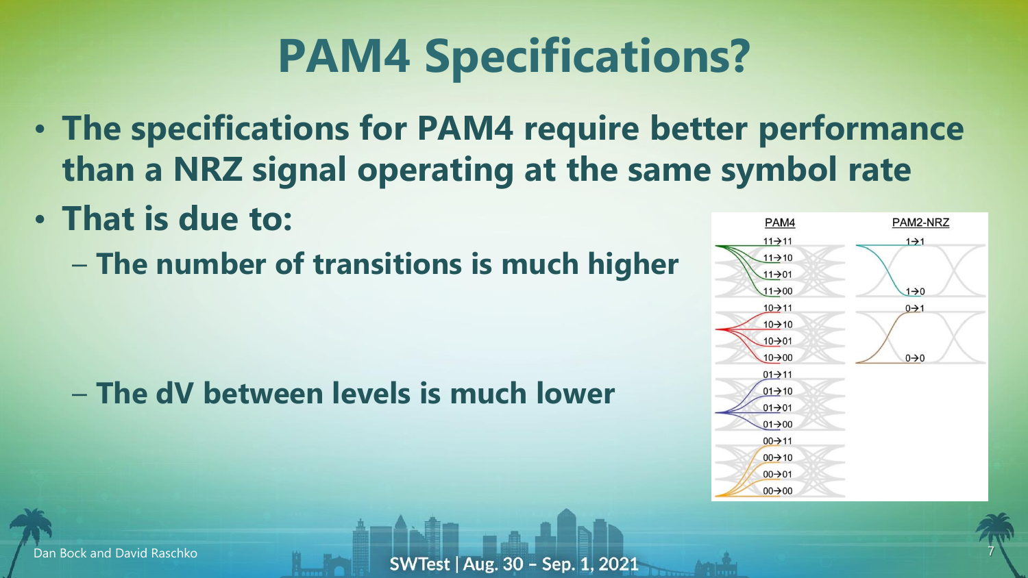# PAM4 Specifications?

- **The specifications for PAM4 require better performance than a NRZ signal operating at the same symbol rate**
- **That is due to:**
  - **The number of transitions is much higher**
  - **The dV between levels is much lower**

PAM4

11→11
11→10
11→01
11→00
10→11
10→10
10→01
10→00
01→11
01→10
01→01
01→00
00→11
00→10
00→01
00→00

PAM2-NRZ

1→1
1→0
0→1
0→0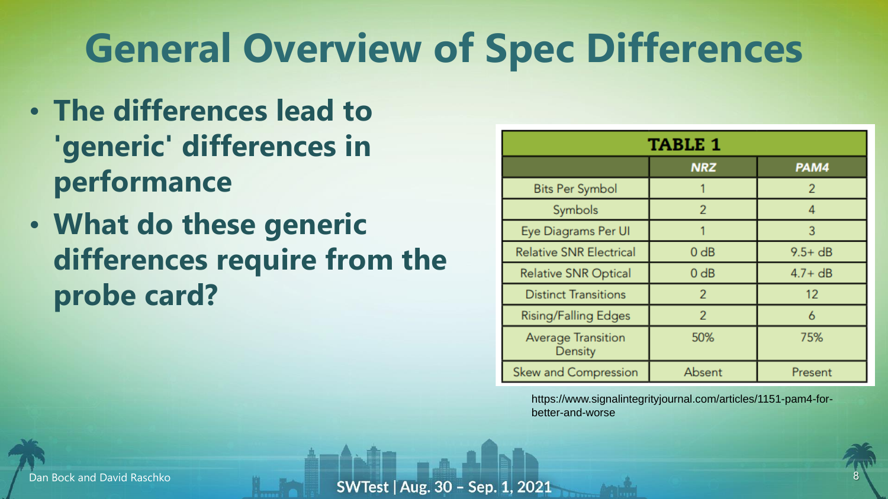# General Overview of Spec Differences

- **The differences lead to 'generic' differences in performance**
- **What do these generic differences require from the probe card?**

**TABLE 1**

| | *NRZ* | *PAM4* |
|---|---|---|
| Bits Per Symbol | 1 | 2 |
| Symbols | 2 | 4 |
| Eye Diagrams Per UI | 1 | 3 |
| Relative SNR Electrical | 0 dB | 9.5+ dB |
| Relative SNR Optical | 0 dB | 4.7+ dB |
| Distinct Transitions | 2 | 12 |
| Rising/Falling Edges | 2 | 6 |
| Average Transition Density | 50% | 75% |
| Skew and Compression | Absent | Present |

https://www.signalintegrityjournal.com/articles/1151-pam4-for-better-and-worse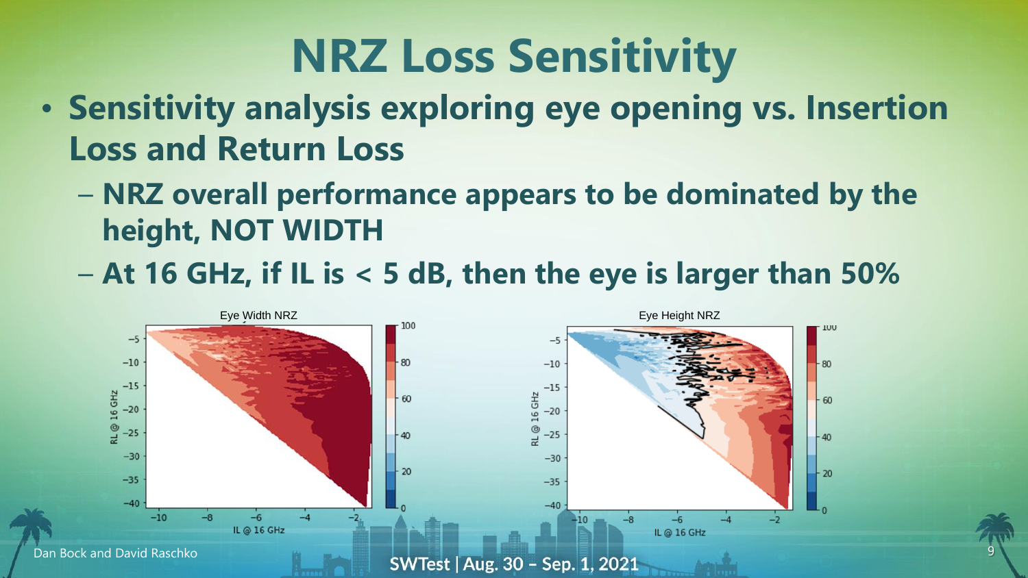# NRZ Loss Sensitivity

- **Sensitivity analysis exploring eye opening vs. Insertion Loss and Return Loss**
  - **NRZ overall performance appears to be dominated by the height, NOT WIDTH**
  - **At 16 GHz, if IL is < 5 dB, then the eye is larger than 50%**

Eye Width NRZ

Eye Height NRZ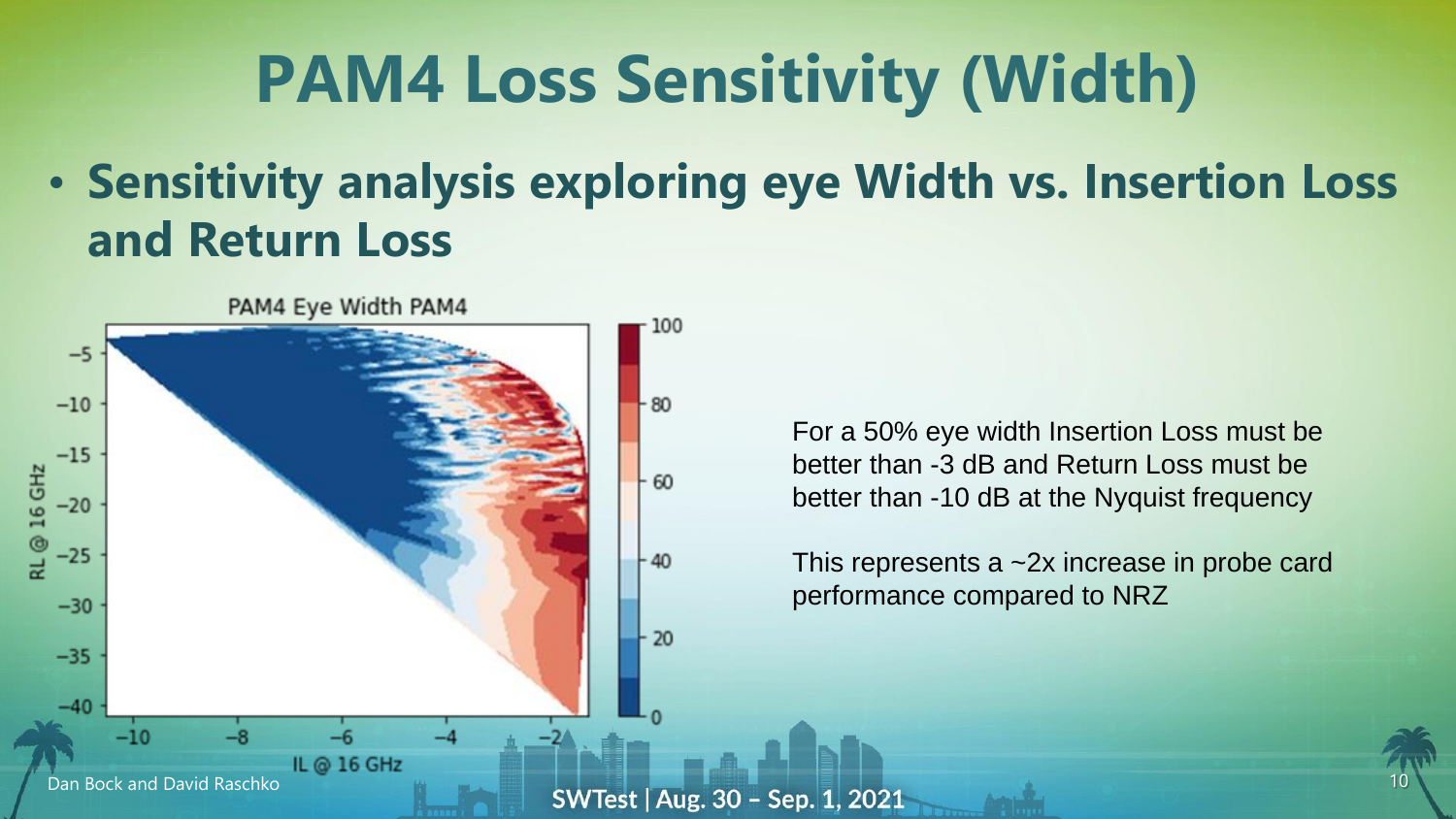# PAM4 Loss Sensitivity (Width)

- **Sensitivity analysis exploring eye Width vs. Insertion Loss and Return Loss**

For a 50% eye width Insertion Loss must be better than -3 dB and Return Loss must be better than -10 dB at the Nyquist frequency

This represents a ~2x increase in probe card performance compared to NRZ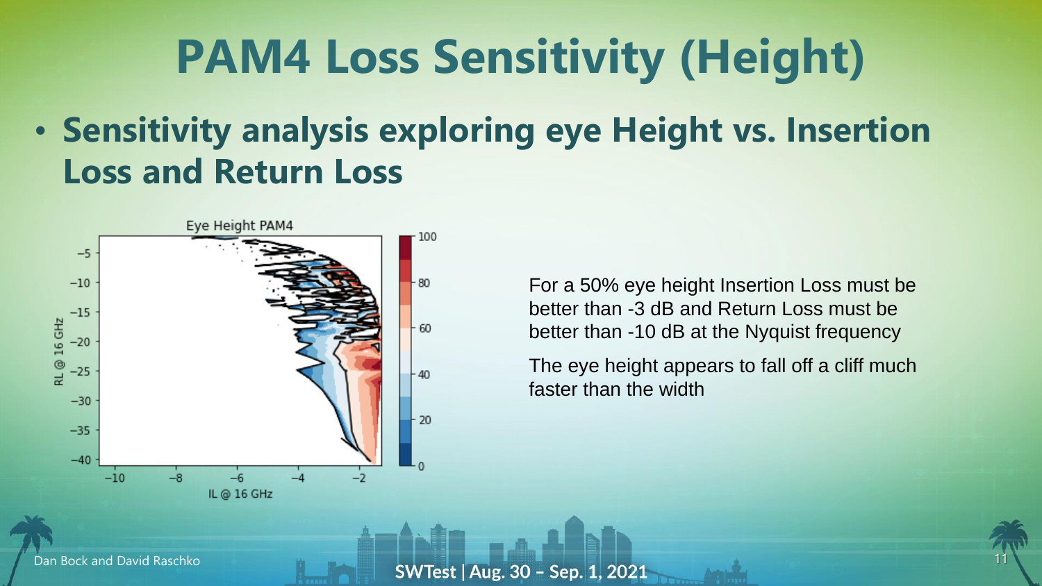# PAM4 Loss Sensitivity (Height)

- **Sensitivity analysis exploring eye Height vs. Insertion Loss and Return Loss**

For a 50% eye height Insertion Loss must be better than -3 dB and Return Loss must be better than -10 dB at the Nyquist frequency

The eye height appears to fall off a cliff much faster than the width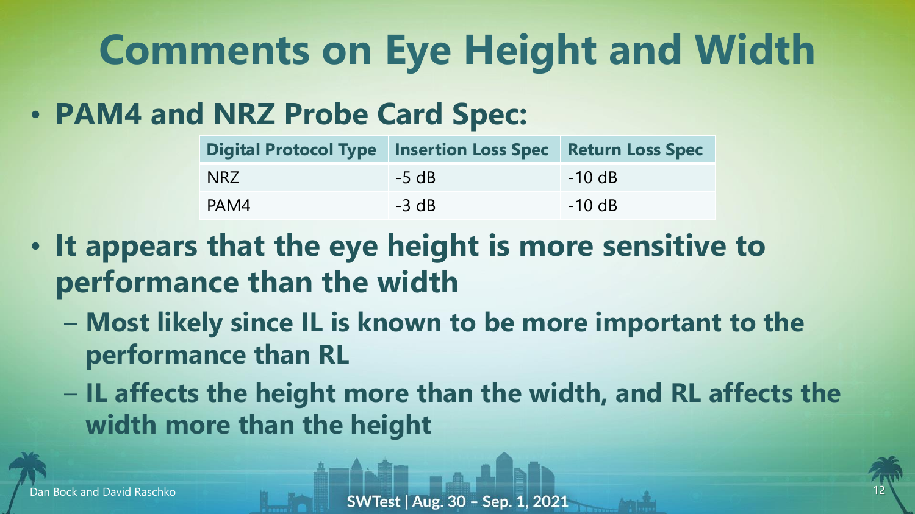# Comments on Eye Height and Width

- **PAM4 and NRZ Probe Card Spec:**

| Digital Protocol Type | Insertion Loss Spec | Return Loss Spec |
| --- | --- | --- |
| NRZ | -5 dB | -10 dB |
| PAM4 | -3 dB | -10 dB |

- **It appears that the eye height is more sensitive to performance than the width**
  - **Most likely since IL is known to be more important to the performance than RL**
  - **IL affects the height more than the width, and RL affects the width more than the height**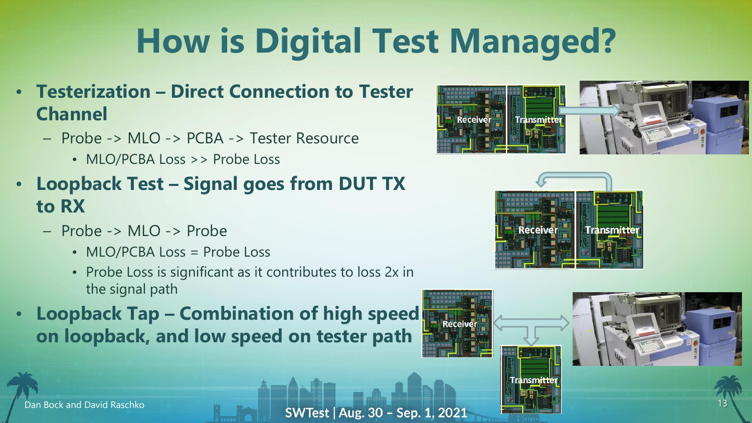# How is Digital Test Managed?

- **Testerization – Direct Connection to Tester Channel**
  - Probe -> MLO -> PCBA -> Tester Resource
    - MLO/PCBA Loss >> Probe Loss
- **Loopback Test – Signal goes from DUT TX to RX**
  - Probe -> MLO -> Probe
    - MLO/PCBA Loss = Probe Loss
    - Probe Loss is significant as it contributes to loss 2x in the signal path
- **Loopback Tap – Combination of high speed on loopback, and low speed on tester path**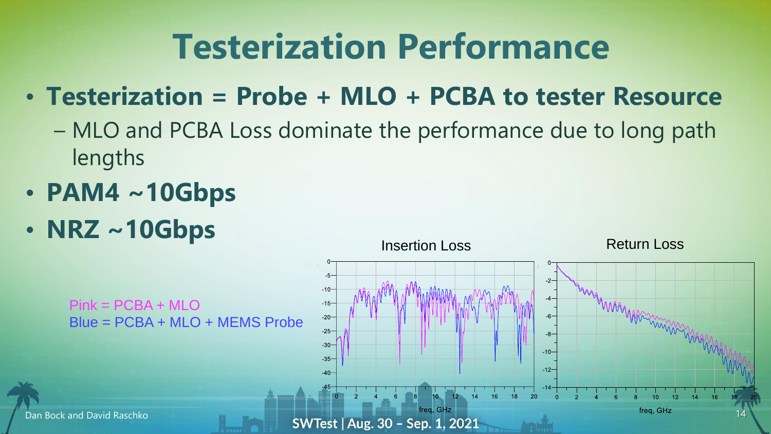# Testerization Performance

- **Testerization = Probe + MLO + PCBA to tester Resource**
  - MLO and PCBA Loss dominate the performance due to long path lengths
- **PAM4 ~10Gbps**
- **NRZ ~10Gbps**

Pink = PCBA + MLO
Blue = PCBA + MLO + MEMS Probe

Insertion Loss

Return Loss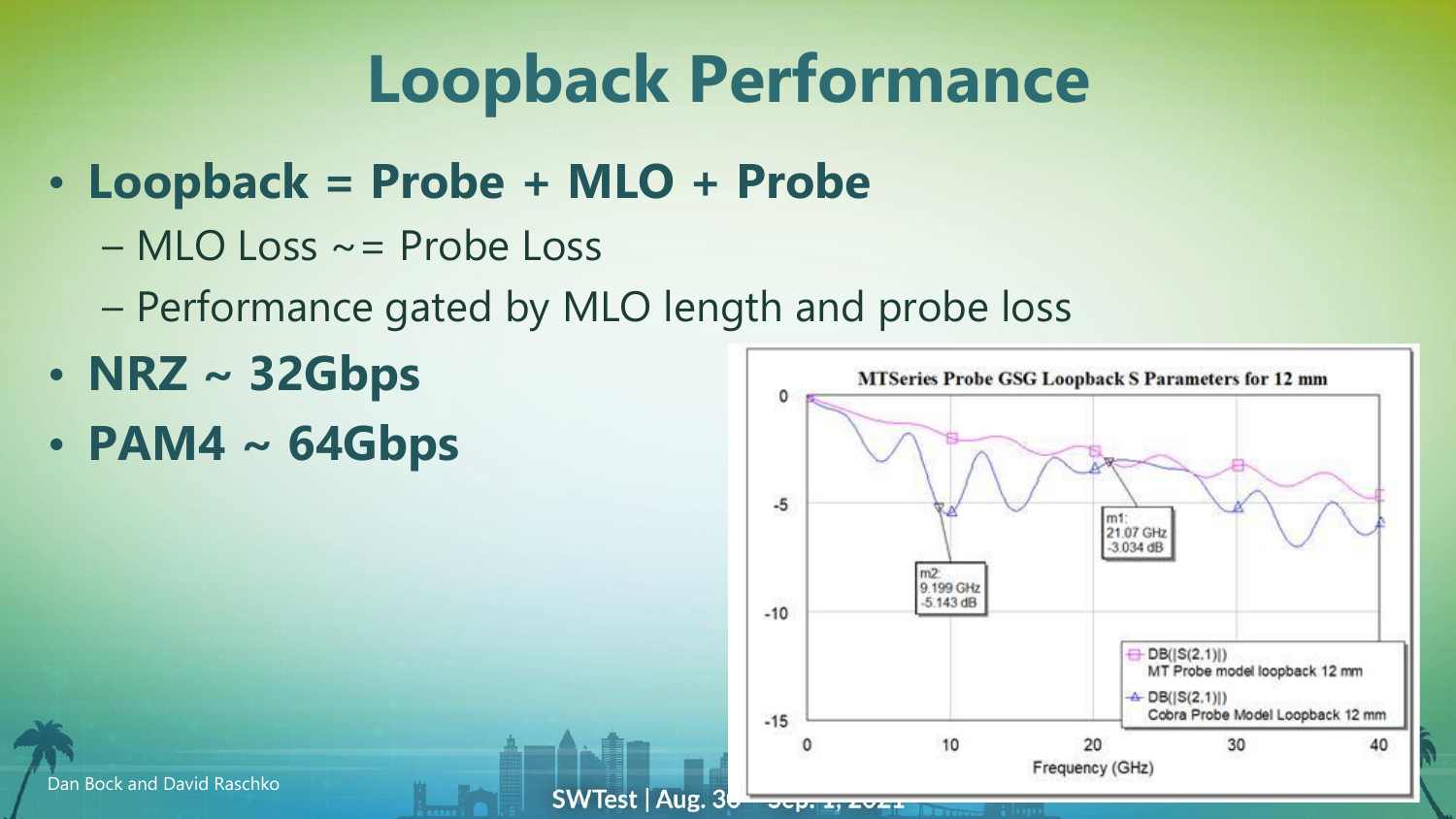# Loopback Performance

- **Loopback = Probe + MLO + Probe**
  - MLO Loss ~= Probe Loss
  - Performance gated by MLO length and probe loss
- **NRZ ~ 32Gbps**
- **PAM4 ~ 64Gbps**

MTSeries Probe GSG Loopback S Parameters for 12 mm

m1: 21.07 GHz -3.034 dB

m2: 9.199 GHz -5.143 dB

DB(|S(2,1)|) MT Probe model loopback 12 mm

DB(|S(2,1)|) Cobra Probe Model Loopback 12 mm

Frequency (GHz)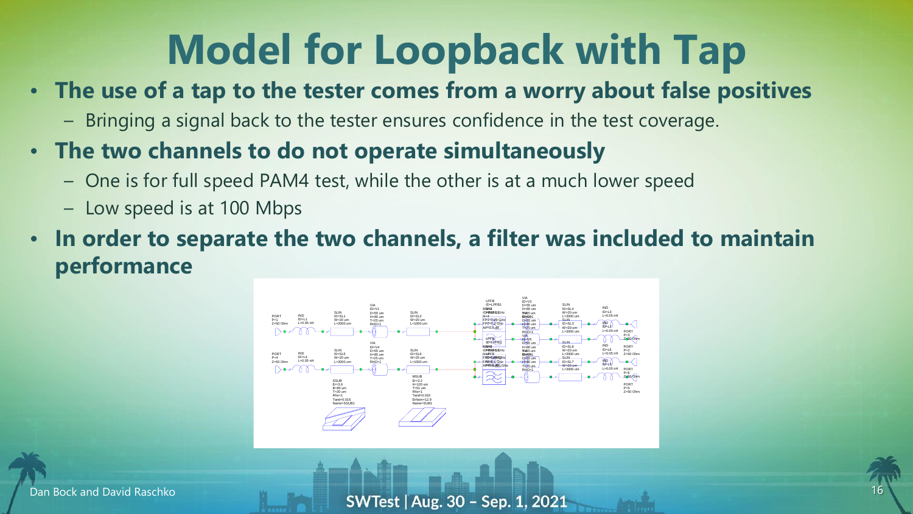# Model for Loopback with Tap

- **The use of a tap to the tester comes from a worry about false positives**
  - Bringing a signal back to the tester ensures confidence in the test coverage.
- **The two channels to do not operate simultaneously**
  - One is for full speed PAM4 test, while the other is at a much lower speed
  - Low speed is at 100 Mbps
- **In order to separate the two channels, a filter was included to maintain performance**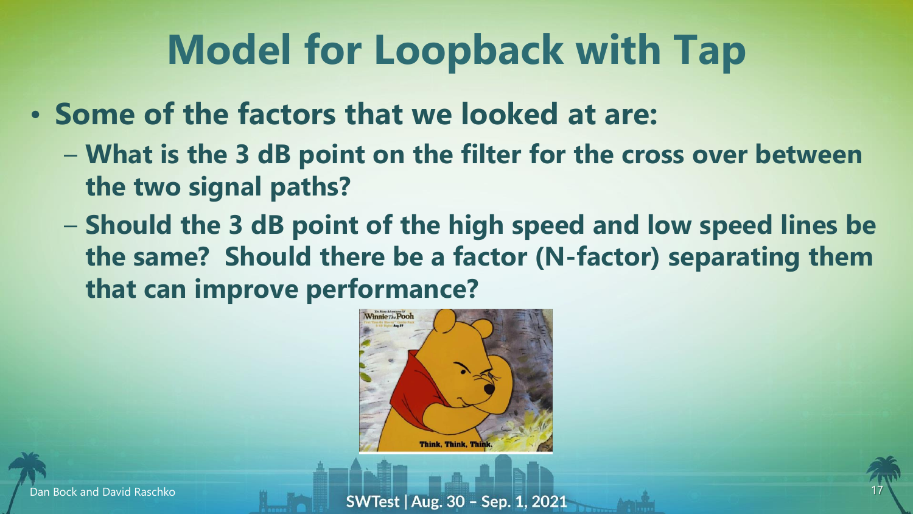# Model for Loopback with Tap

- **Some of the factors that we looked at are:**
  - **What is the 3 dB point on the filter for the cross over between the two signal paths?**
  - **Should the 3 dB point of the high speed and low speed lines be the same? Should there be a factor (N-factor) separating them that can improve performance?**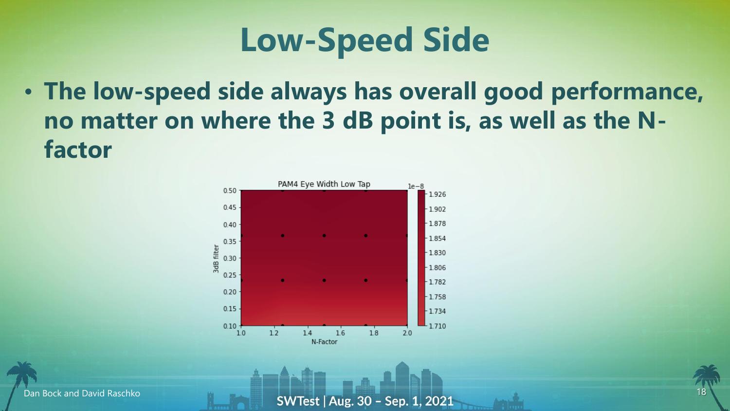# Low-Speed Side

- **The low-speed side always has overall good performance, no matter on where the 3 dB point is, as well as the N-factor**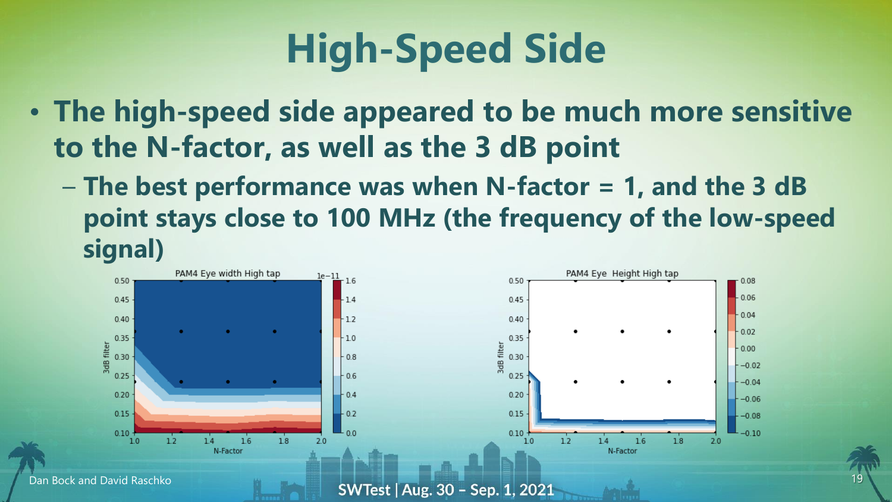# High-Speed Side

- **The high-speed side appeared to be much more sensitive to the N-factor, as well as the 3 dB point**
  - **The best performance was when N-factor = 1, and the 3 dB point stays close to 100 MHz (the frequency of the low-speed signal)**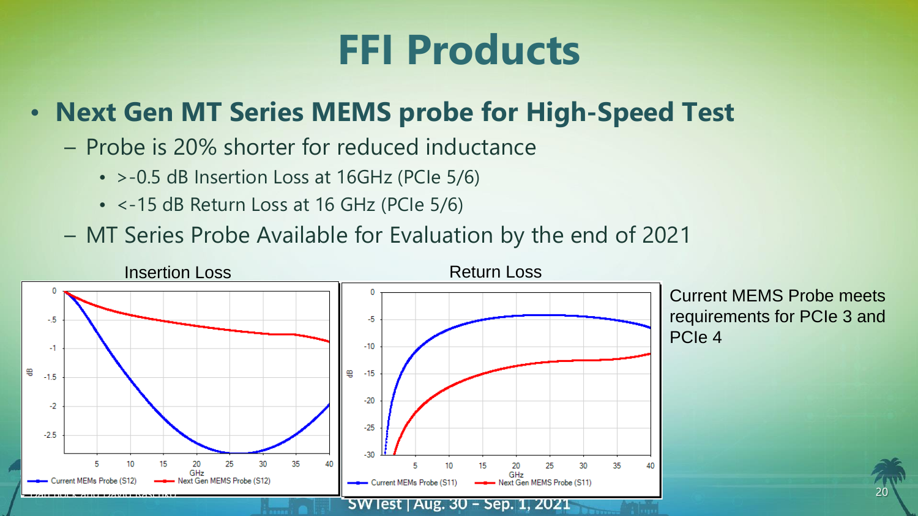# FFI Products

- **Next Gen MT Series MEMS probe for High-Speed Test**
  - Probe is 20% shorter for reduced inductance
    - >-0.5 dB Insertion Loss at 16GHz (PCIe 5/6)
    - <-15 dB Return Loss at 16 GHz (PCIe 5/6)
  - MT Series Probe Available for Evaluation by the end of 2021

Insertion Loss

Return Loss

Current MEMS Probe meets requirements for PCIe 3 and PCIe 4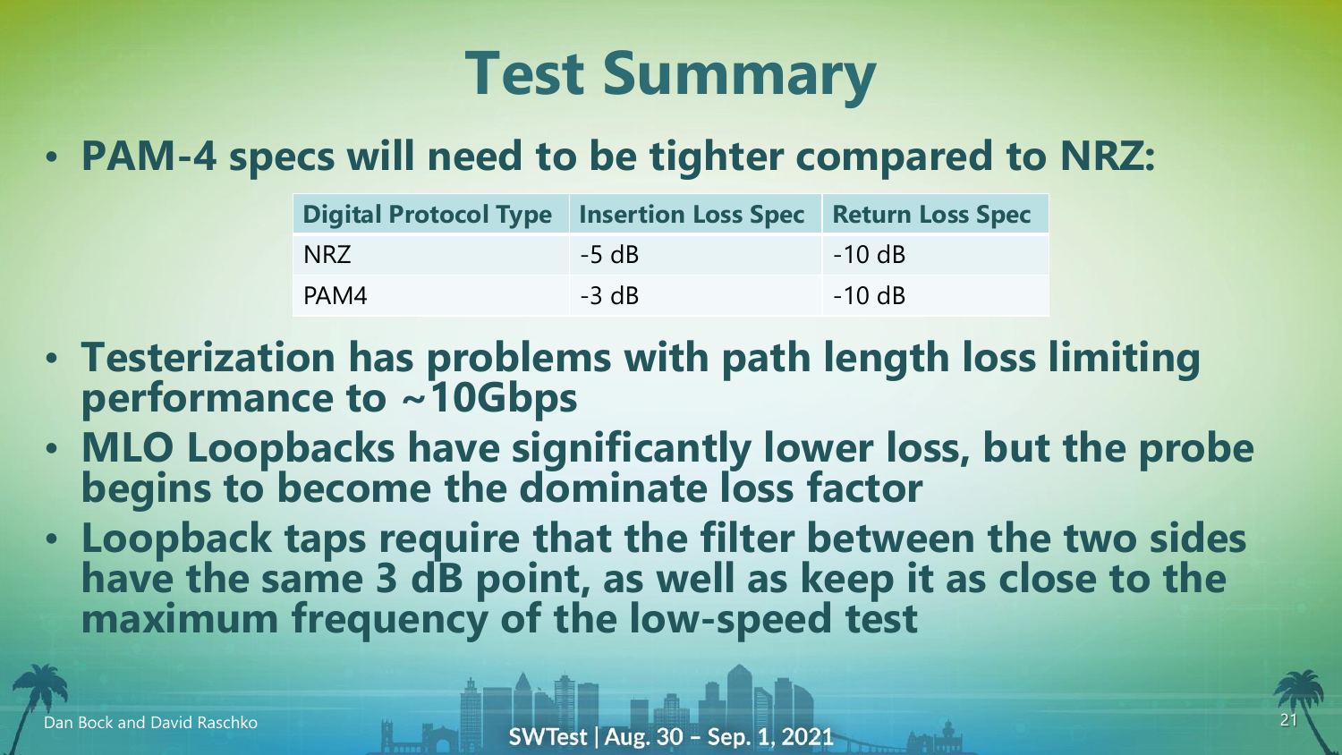# Test Summary

- **PAM-4 specs will need to be tighter compared to NRZ:**

| Digital Protocol Type | Insertion Loss Spec | Return Loss Spec |
| --- | --- | --- |
| NRZ | -5 dB | -10 dB |
| PAM4 | -3 dB | -10 dB |

- **Testerization has problems with path length loss limiting performance to ~10Gbps**
- **MLO Loopbacks have significantly lower loss, but the probe begins to become the dominate loss factor**
- **Loopback taps require that the filter between the two sides have the same 3 dB point, as well as keep it as close to the maximum frequency of the low-speed test**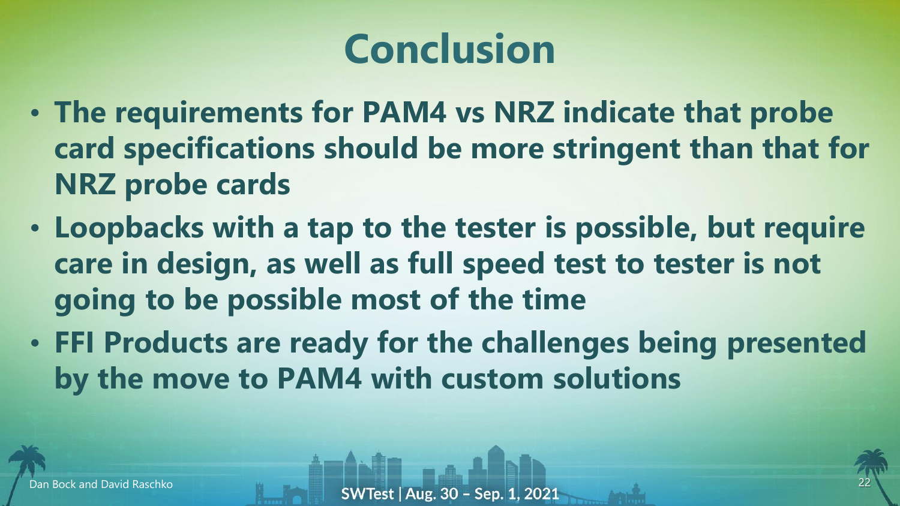# Conclusion

- **The requirements for PAM4 vs NRZ indicate that probe card specifications should be more stringent than that for NRZ probe cards**
- **Loopbacks with a tap to the tester is possible, but require care in design, as well as full speed test to tester is not going to be possible most of the time**
- **FFI Products are ready for the challenges being presented by the move to PAM4 with custom solutions**